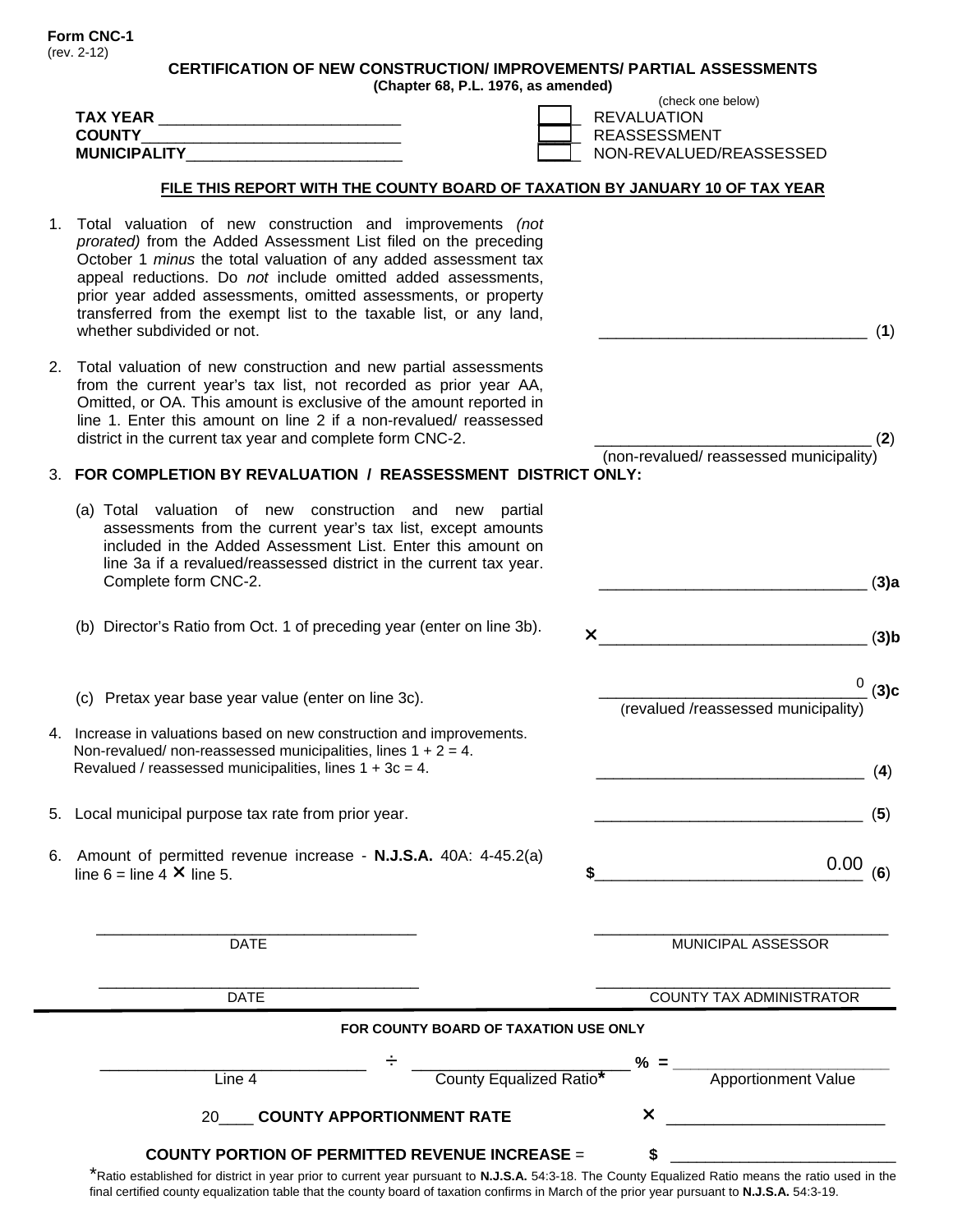**Form CNC-1**
(rev. 2-12)

# CERTIFICATION OF NEW CONSTRUCTION/ IMPROVEMENTS/ PARTIAL ASSESSMENTS

**(Chapter 68, P.L. 1976, as amended)**

**TAX YEAR** ___________________________
**COUNTY**______________________________
**MUNICIPALITY**_________________________

(check one below)
☐ REVALUATION
☐ REASSESSMENT
☐ NON-REVALUED/REASSESSED

**FILE THIS REPORT WITH THE COUNTY BOARD OF TAXATION BY JANUARY 10 OF TAX YEAR**

1. Total valuation of new construction and improvements *(not prorated)* from the Added Assessment List filed on the preceding October 1 *minus* the total valuation of any added assessment tax appeal reductions. Do *not* include omitted added assessments, prior year added assessments, omitted assessments, or property transferred from the exempt list to the taxable list, or any land, whether subdivided or not. _______________________________ (**1**)

2. Total valuation of new construction and new partial assessments from the current year's tax list, not recorded as prior year AA, Omitted, or OA. This amount is exclusive of the amount reported in line 1. Enter this amount on line 2 if a non-revalued/ reassessed district in the current tax year and complete form CNC-2. _______________________________ (**2**)
(non-revalued/ reassessed municipality)

3. **FOR COMPLETION BY REVALUATION / REASSESSMENT DISTRICT ONLY:**

   (a) Total valuation of new construction and new partial assessments from the current year's tax list, except amounts included in the Added Assessment List. Enter this amount on line 3a if a revalued/reassessed district in the current tax year. Complete form CNC-2. _______________________________ (**3)a**

   (b) Director's Ratio from Oct. 1 of preceding year (enter on line 3b). ✕_______________________________ (**3)b**

   (c) Pretax year base year value (enter on line 3c). _______________________________ 0 (**3)c**
   (revalued /reassessed municipality)

4. Increase in valuations based on new construction and improvements.
   Non-revalued/ non-reassessed municipalities, lines 1 + 2 = 4.
   Revalued / reassessed municipalities, lines 1 + 3c = 4. _______________________________ (**4**)

5. Local municipal purpose tax rate from prior year. _______________________________ (**5**)

6. Amount of permitted revenue increase - **N.J.S.A.** 40A: 4-45.2(a)
   line 6 = line 4 ✕ line 5. $_______________________________ 0.00 (**6**)

_______________________________________
DATE

_______________________________________
MUNICIPAL ASSESSOR

_______________________________________
DATE

_______________________________________
COUNTY TAX ADMINISTRATOR

**FOR COUNTY BOARD OF TAXATION USE ONLY**

_____________________ ÷ _____________________ % = _____________________
Line 4 &nbsp;&nbsp;&nbsp; County Equalized Ratio* &nbsp;&nbsp;&nbsp; Apportionment Value

20____ **COUNTY APPORTIONMENT RATE** ✕ _____________________

**COUNTY PORTION OF PERMITTED REVENUE INCREASE** = $ _____________________

*Ratio established for district in year prior to current year pursuant to **N.J.S.A.** 54:3-18. The County Equalized Ratio means the ratio used in the final certified county equalization table that the county board of taxation confirms in March of the prior year pursuant to **N.J.S.A.** 54:3-19.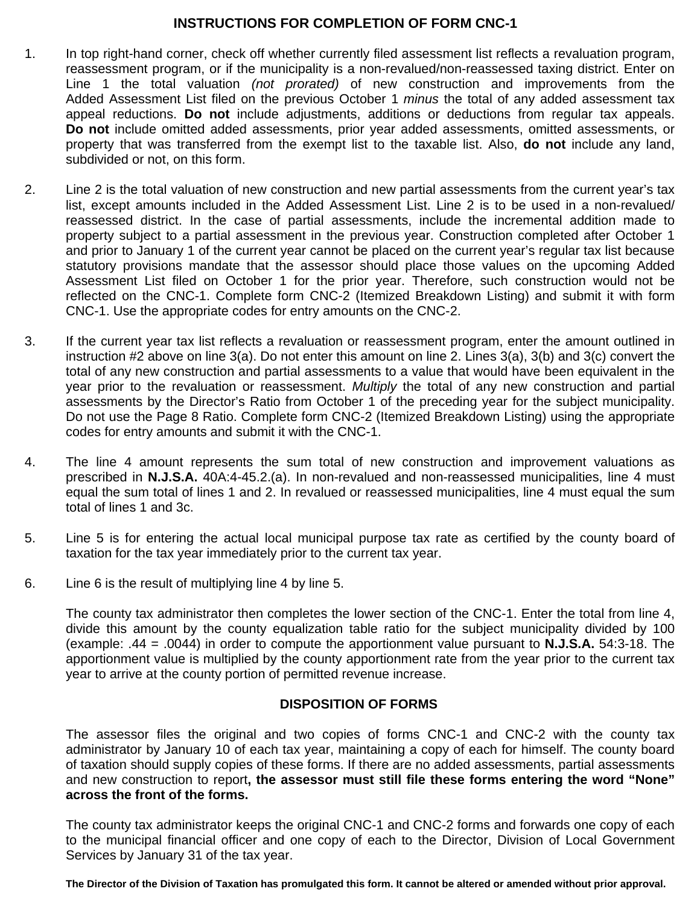## INSTRUCTIONS FOR COMPLETION OF FORM CNC-1

1. In top right-hand corner, check off whether currently filed assessment list reflects a revaluation program, reassessment program, or if the municipality is a non-revalued/non-reassessed taxing district. Enter on Line 1 the total valuation *(not prorated)* of new construction and improvements from the Added Assessment List filed on the previous October 1 *minus* the total of any added assessment tax appeal reductions. **Do not** include adjustments, additions or deductions from regular tax appeals. **Do not** include omitted added assessments, prior year added assessments, omitted assessments, or property that was transferred from the exempt list to the taxable list. Also, **do not** include any land, subdivided or not, on this form.

2. Line 2 is the total valuation of new construction and new partial assessments from the current year's tax list, except amounts included in the Added Assessment List. Line 2 is to be used in a non-revalued/ reassessed district. In the case of partial assessments, include the incremental addition made to property subject to a partial assessment in the previous year. Construction completed after October 1 and prior to January 1 of the current year cannot be placed on the current year's regular tax list because statutory provisions mandate that the assessor should place those values on the upcoming Added Assessment List filed on October 1 for the prior year. Therefore, such construction would not be reflected on the CNC-1. Complete form CNC-2 (Itemized Breakdown Listing) and submit it with form CNC-1. Use the appropriate codes for entry amounts on the CNC-2.

3. If the current year tax list reflects a revaluation or reassessment program, enter the amount outlined in instruction #2 above on line 3(a). Do not enter this amount on line 2. Lines 3(a), 3(b) and 3(c) convert the total of any new construction and partial assessments to a value that would have been equivalent in the year prior to the revaluation or reassessment. *Multiply* the total of any new construction and partial assessments by the Director's Ratio from October 1 of the preceding year for the subject municipality. Do not use the Page 8 Ratio. Complete form CNC-2 (Itemized Breakdown Listing) using the appropriate codes for entry amounts and submit it with the CNC-1.

4. The line 4 amount represents the sum total of new construction and improvement valuations as prescribed in **N.J.S.A.** 40A:4-45.2.(a). In non-revalued and non-reassessed municipalities, line 4 must equal the sum total of lines 1 and 2. In revalued or reassessed municipalities, line 4 must equal the sum total of lines 1 and 3c.

5. Line 5 is for entering the actual local municipal purpose tax rate as certified by the county board of taxation for the tax year immediately prior to the current tax year.

6. Line 6 is the result of multiplying line 4 by line 5.

   The county tax administrator then completes the lower section of the CNC-1. Enter the total from line 4, divide this amount by the county equalization table ratio for the subject municipality divided by 100 (example: .44 = .0044) in order to compute the apportionment value pursuant to **N.J.S.A.** 54:3-18. The apportionment value is multiplied by the county apportionment rate from the year prior to the current tax year to arrive at the county portion of permitted revenue increase.

## DISPOSITION OF FORMS

The assessor files the original and two copies of forms CNC-1 and CNC-2 with the county tax administrator by January 10 of each tax year, maintaining a copy of each for himself. The county board of taxation should supply copies of these forms. If there are no added assessments, partial assessments and new construction to report**, the assessor must still file these forms entering the word "None" across the front of the forms.**

The county tax administrator keeps the original CNC-1 and CNC-2 forms and forwards one copy of each to the municipal financial officer and one copy of each to the Director, Division of Local Government Services by January 31 of the tax year.

**The Director of the Division of Taxation has promulgated this form. It cannot be altered or amended without prior approval.**